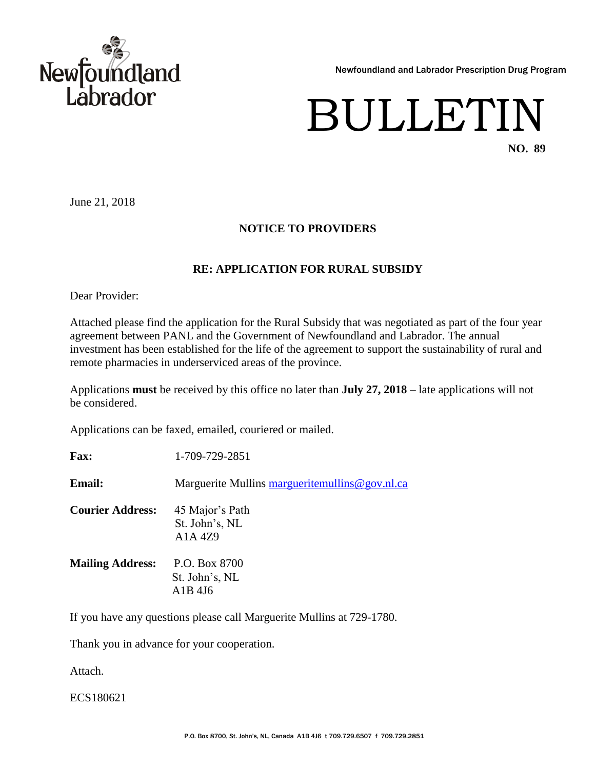Newfoundland and Labrador Prescription Drug Program

# BULLETIN

**NO. 89**

June 21, 2018

## NOTICE TO PROVIDERS

### RE: APPLICATION FOR RURAL SUBSIDY

Dear Provider:

Attached please find the application for the Rural Subsidy that was negotiated as part of the four year agreement between PANL and the Government of Newfoundland and Labrador. The annual investment has been established for the life of the agreement to support the sustainability of rural and remote pharmacies in underserviced areas of the province.

Applications **must** be received by this office no later than **July 27, 2018** – late applications will not be considered.

Applications can be faxed, emailed, couriered or mailed.

**Fax:** 1-709-729-2851

**Email:** Marguerite Mullins margueritemullins@gov.nl.ca

**Courier Address:** 45 Major's Path
St. John's, NL
A1A 4Z9

**Mailing Address:** P.O. Box 8700
St. John's, NL
A1B 4J6

If you have any questions please call Marguerite Mullins at 729-1780.

Thank you in advance for your cooperation.

Attach.

ECS180621

P.O. Box 8700, St. John's, NL, Canada A1B 4J6 t 709.729.6507 f 709.729.2851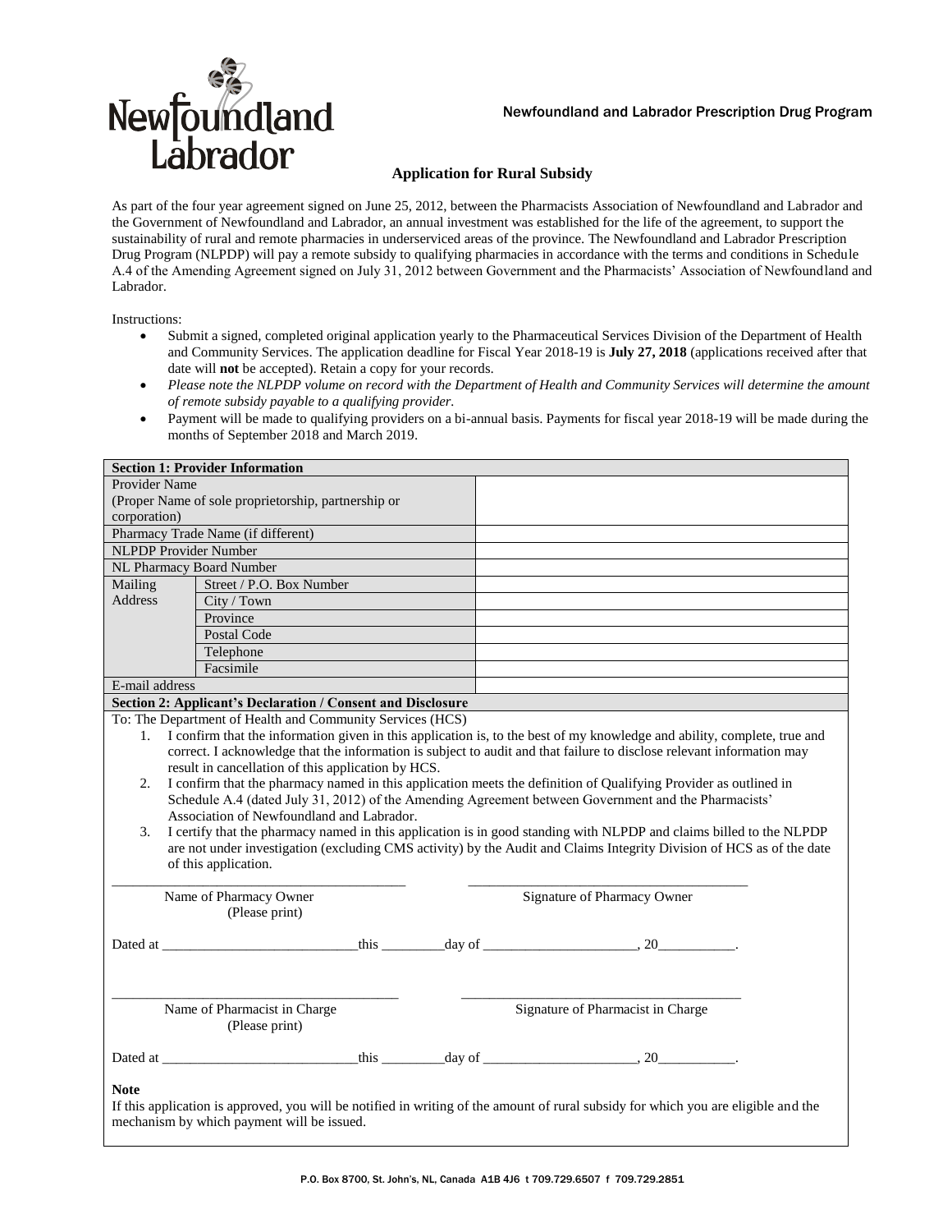Newfoundland and Labrador Prescription Drug Program

## Application for Rural Subsidy

As part of the four year agreement signed on June 25, 2012, between the Pharmacists Association of Newfoundland and Labrador and the Government of Newfoundland and Labrador, an annual investment was established for the life of the agreement, to support the sustainability of rural and remote pharmacies in underserviced areas of the province. The Newfoundland and Labrador Prescription Drug Program (NLPDP) will pay a remote subsidy to qualifying pharmacies in accordance with the terms and conditions in Schedule A.4 of the Amending Agreement signed on July 31, 2012 between Government and the Pharmacists' Association of Newfoundland and Labrador.

Instructions:

- Submit a signed, completed original application yearly to the Pharmaceutical Services Division of the Department of Health and Community Services. The application deadline for Fiscal Year 2018-19 is **July 27, 2018** (applications received after that date will **not** be accepted). Retain a copy for your records.
- *Please note the NLPDP volume on record with the Department of Health and Community Services will determine the amount of remote subsidy payable to a qualifying provider.*
- Payment will be made to qualifying providers on a bi-annual basis. Payments for fiscal year 2018-19 will be made during the months of September 2018 and March 2019.

| **Section 1: Provider Information** | | |
|---|---|---|
| Provider Name (Proper Name of sole proprietorship, partnership or corporation) | | |
| Pharmacy Trade Name (if different) | | |
| NLPDP Provider Number | | |
| NL Pharmacy Board Number | | |
| Mailing Address | Street / P.O. Box Number | |
| | City / Town | |
| | Province | |
| | Postal Code | |
| | Telephone | |
| | Facsimile | |
| E-mail address | | |

**Section 2: Applicant's Declaration / Consent and Disclosure**

To: The Department of Health and Community Services (HCS)

1. I confirm that the information given in this application is, to the best of my knowledge and ability, complete, true and correct. I acknowledge that the information is subject to audit and that failure to disclose relevant information may result in cancellation of this application by HCS.
2. I confirm that the pharmacy named in this application meets the definition of Qualifying Provider as outlined in Schedule A.4 (dated July 31, 2012) of the Amending Agreement between Government and the Pharmacists' Association of Newfoundland and Labrador.
3. I certify that the pharmacy named in this application is in good standing with NLPDP and claims billed to the NLPDP are not under investigation (excluding CMS activity) by the Audit and Claims Integrity Division of HCS as of the date of this application.

_______________________________ _______________________________
Name of Pharmacy Owner (Please print) Signature of Pharmacy Owner

Dated at ____________________ this ________ day of ____________________, 20__________.

_______________________________ _______________________________
Name of Pharmacist in Charge (Please print) Signature of Pharmacist in Charge

Dated at ____________________ this ________ day of ____________________, 20__________.

**Note**

If this application is approved, you will be notified in writing of the amount of rural subsidy for which you are eligible and the mechanism by which payment will be issued.

P.O. Box 8700, St. John's, NL, Canada A1B 4J6 t 709.729.6507 f 709.729.2851